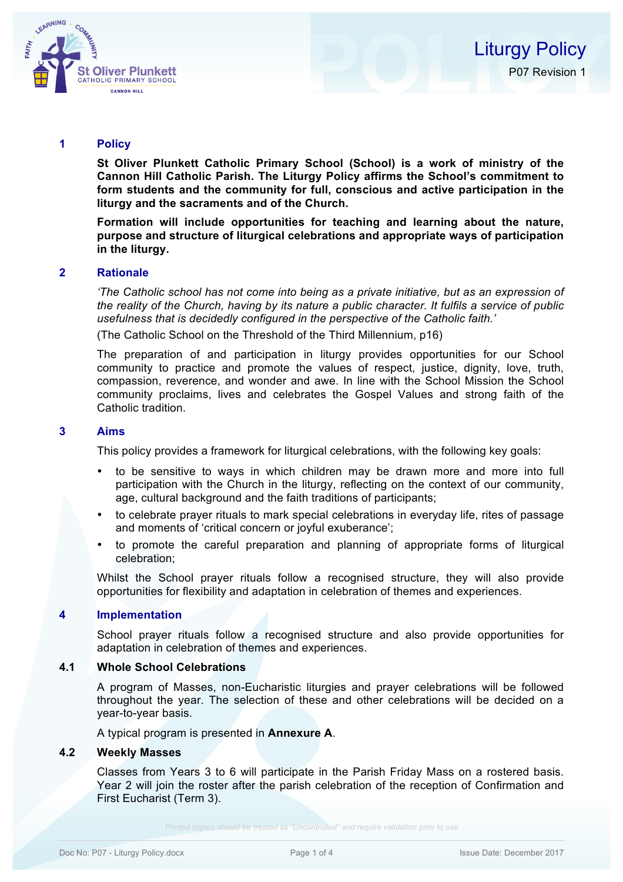# Liturgy Policy

P07 Revision 1

## 1 Policy

**St Oliver Plunkett Catholic Primary School (School) is a work of ministry of the Cannon Hill Catholic Parish. The Liturgy Policy affirms the School's commitment to form students and the community for full, conscious and active participation in the liturgy and the sacraments and of the Church.**

**Formation will include opportunities for teaching and learning about the nature, purpose and structure of liturgical celebrations and appropriate ways of participation in the liturgy.**

## 2 Rationale

*'The Catholic school has not come into being as a private initiative, but as an expression of the reality of the Church, having by its nature a public character. It fulfils a service of public usefulness that is decidedly configured in the perspective of the Catholic faith.'*

(The Catholic School on the Threshold of the Third Millennium, p16)

The preparation of and participation in liturgy provides opportunities for our School community to practice and promote the values of respect, justice, dignity, love, truth, compassion, reverence, and wonder and awe. In line with the School Mission the School community proclaims, lives and celebrates the Gospel Values and strong faith of the Catholic tradition.

## 3 Aims

This policy provides a framework for liturgical celebrations, with the following key goals:

- to be sensitive to ways in which children may be drawn more and more into full participation with the Church in the liturgy, reflecting on the context of our community, age, cultural background and the faith traditions of participants;
- to celebrate prayer rituals to mark special celebrations in everyday life, rites of passage and moments of 'critical concern or joyful exuberance';
- to promote the careful preparation and planning of appropriate forms of liturgical celebration;

Whilst the School prayer rituals follow a recognised structure, they will also provide opportunities for flexibility and adaptation in celebration of themes and experiences.

## 4 Implementation

School prayer rituals follow a recognised structure and also provide opportunities for adaptation in celebration of themes and experiences.

### 4.1 Whole School Celebrations

A program of Masses, non-Eucharistic liturgies and prayer celebrations will be followed throughout the year. The selection of these and other celebrations will be decided on a year-to-year basis.

A typical program is presented in **Annexure A**.

### 4.2 Weekly Masses

Classes from Years 3 to 6 will participate in the Parish Friday Mass on a rostered basis. Year 2 will join the roster after the parish celebration of the reception of Confirmation and First Eucharist (Term 3).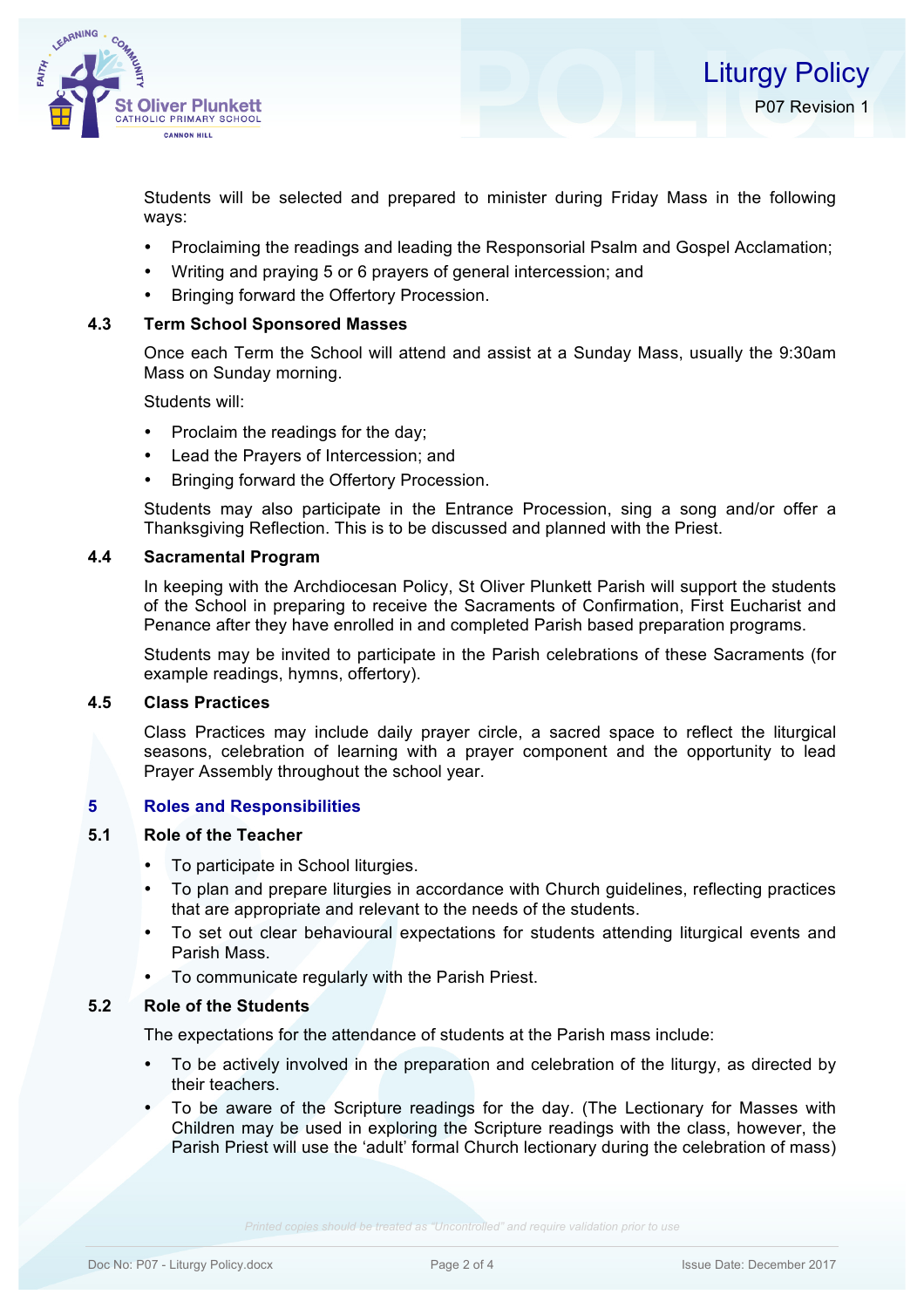Students will be selected and prepared to minister during Friday Mass in the following ways:

- Proclaiming the readings and leading the Responsorial Psalm and Gospel Acclamation;
- Writing and praying 5 or 6 prayers of general intercession; and
- Bringing forward the Offertory Procession.

### 4.3 Term School Sponsored Masses

Once each Term the School will attend and assist at a Sunday Mass, usually the 9:30am Mass on Sunday morning.

Students will:

- Proclaim the readings for the day;
- Lead the Prayers of Intercession; and
- Bringing forward the Offertory Procession.

Students may also participate in the Entrance Procession, sing a song and/or offer a Thanksgiving Reflection. This is to be discussed and planned with the Priest.

### 4.4 Sacramental Program

In keeping with the Archdiocesan Policy, St Oliver Plunkett Parish will support the students of the School in preparing to receive the Sacraments of Confirmation, First Eucharist and Penance after they have enrolled in and completed Parish based preparation programs.

Students may be invited to participate in the Parish celebrations of these Sacraments (for example readings, hymns, offertory).

### 4.5 Class Practices

Class Practices may include daily prayer circle, a sacred space to reflect the liturgical seasons, celebration of learning with a prayer component and the opportunity to lead Prayer Assembly throughout the school year.

## 5 Roles and Responsibilities

### 5.1 Role of the Teacher

- To participate in School liturgies.
- To plan and prepare liturgies in accordance with Church guidelines, reflecting practices that are appropriate and relevant to the needs of the students.
- To set out clear behavioural expectations for students attending liturgical events and Parish Mass.
- To communicate regularly with the Parish Priest.

### 5.2 Role of the Students

The expectations for the attendance of students at the Parish mass include:

- To be actively involved in the preparation and celebration of the liturgy, as directed by their teachers.
- To be aware of the Scripture readings for the day. (The Lectionary for Masses with Children may be used in exploring the Scripture readings with the class, however, the Parish Priest will use the 'adult' formal Church lectionary during the celebration of mass)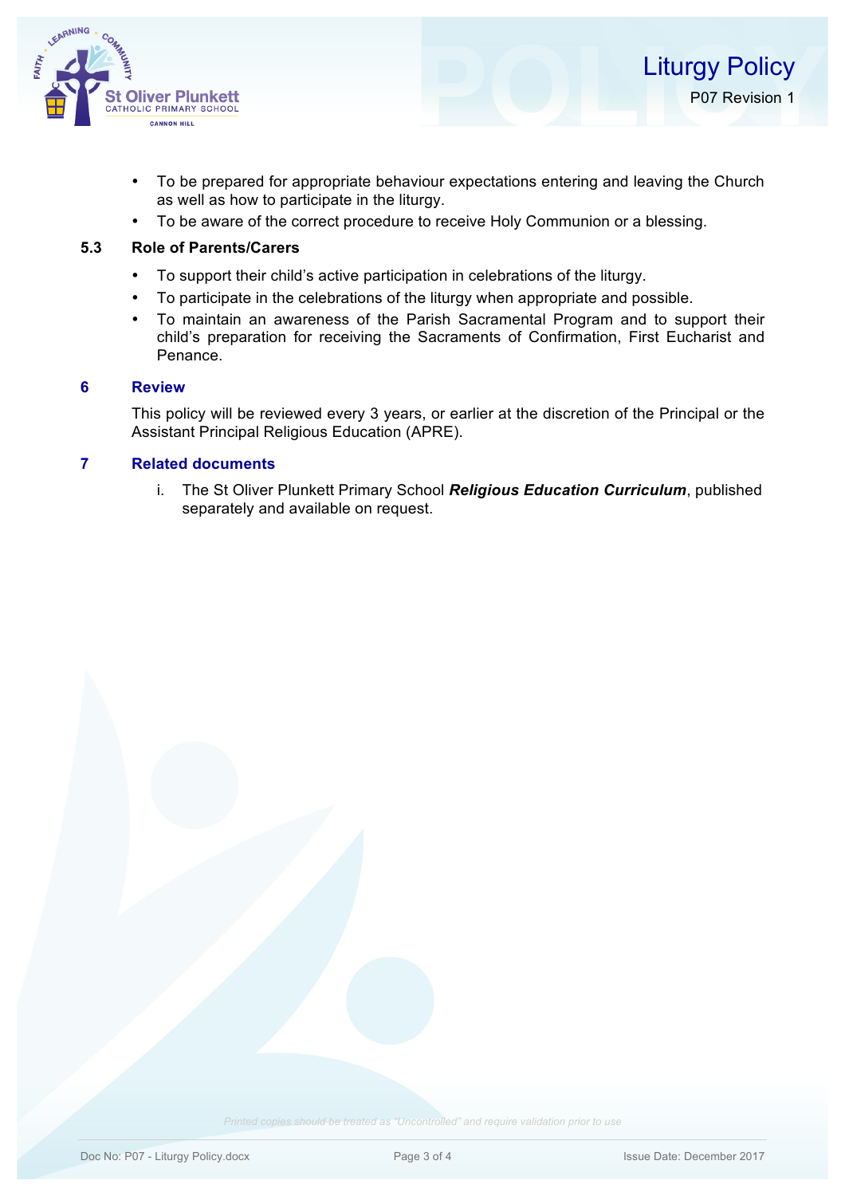- To be prepared for appropriate behaviour expectations entering and leaving the Church as well as how to participate in the liturgy.
- To be aware of the correct procedure to receive Holy Communion or a blessing.

### 5.3 Role of Parents/Carers

- To support their child's active participation in celebrations of the liturgy.
- To participate in the celebrations of the liturgy when appropriate and possible.
- To maintain an awareness of the Parish Sacramental Program and to support their child's preparation for receiving the Sacraments of Confirmation, First Eucharist and Penance.

## 6 Review

This policy will be reviewed every 3 years, or earlier at the discretion of the Principal or the Assistant Principal Religious Education (APRE).

## 7 Related documents

i. The St Oliver Plunkett Primary School ***Religious Education Curriculum***, published separately and available on request.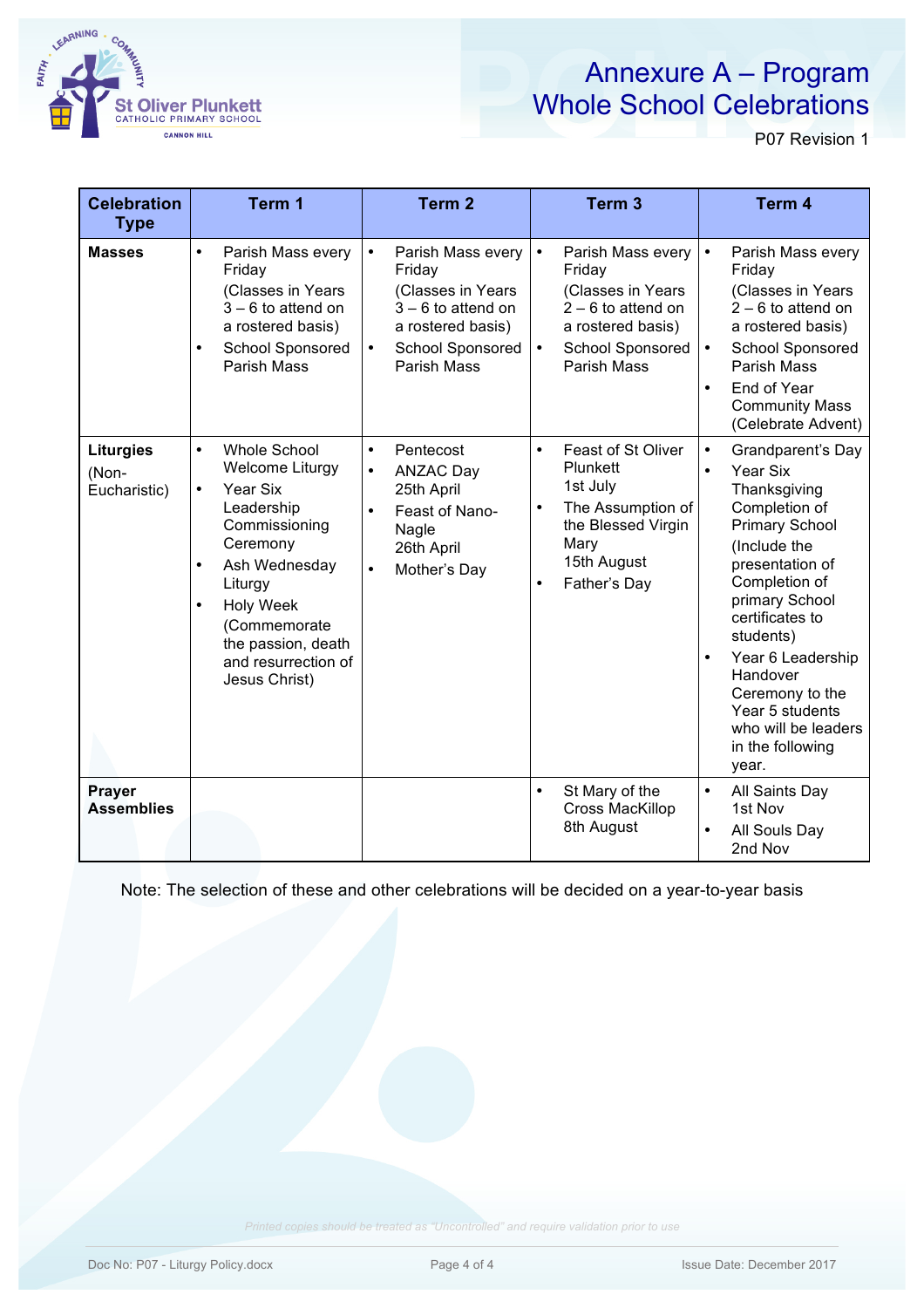# Annexure A – Program Whole School Celebrations

P07 Revision 1

| Celebration Type | Term 1 | Term 2 | Term 3 | Term 4 |
|---|---|---|---|---|
| **Masses** | • Parish Mass every Friday (Classes in Years 3 – 6 to attend on a rostered basis)<br>• School Sponsored Parish Mass | • Parish Mass every Friday (Classes in Years 3 – 6 to attend on a rostered basis)<br>• School Sponsored Parish Mass | • Parish Mass every Friday (Classes in Years 2 – 6 to attend on a rostered basis)<br>• School Sponsored Parish Mass | • Parish Mass every Friday (Classes in Years 2 – 6 to attend on a rostered basis)<br>• School Sponsored Parish Mass<br>• End of Year Community Mass (Celebrate Advent) |
| **Liturgies** (Non-Eucharistic) | • Whole School Welcome Liturgy<br>• Year Six Leadership Commissioning Ceremony<br>• Ash Wednesday Liturgy<br>• Holy Week (Commemorate the passion, death and resurrection of Jesus Christ) | • Pentecost<br>• ANZAC Day 25th April<br>• Feast of Nano-Nagle 26th April<br>• Mother's Day | • Feast of St Oliver Plunkett 1st July<br>• The Assumption of the Blessed Virgin Mary 15th August<br>• Father's Day | • Grandparent's Day<br>• Year Six Thanksgiving Completion of Primary School (Include the presentation of Completion of primary School certificates to students)<br>• Year 6 Leadership Handover Ceremony to the Year 5 students who will be leaders in the following year. |
| **Prayer Assemblies** | | | • St Mary of the Cross MacKillop 8th August | • All Saints Day 1st Nov<br>• All Souls Day 2nd Nov |

Note: The selection of these and other celebrations will be decided on a year-to-year basis

*Printed copies should be treated as "Uncontrolled" and require validation prior to use*